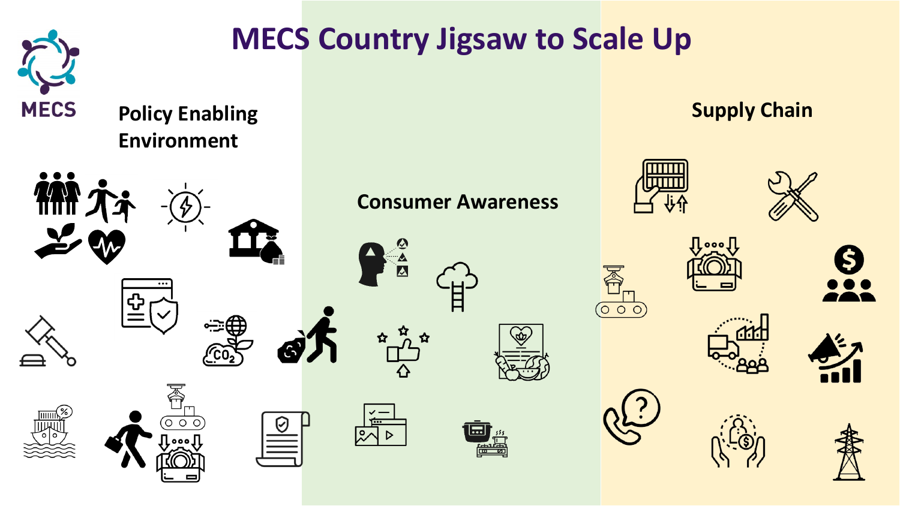# MECS Country Jigsaw to Scale Up

MECS

## Policy Enabling Environment

## Consumer Awareness

## Supply Chain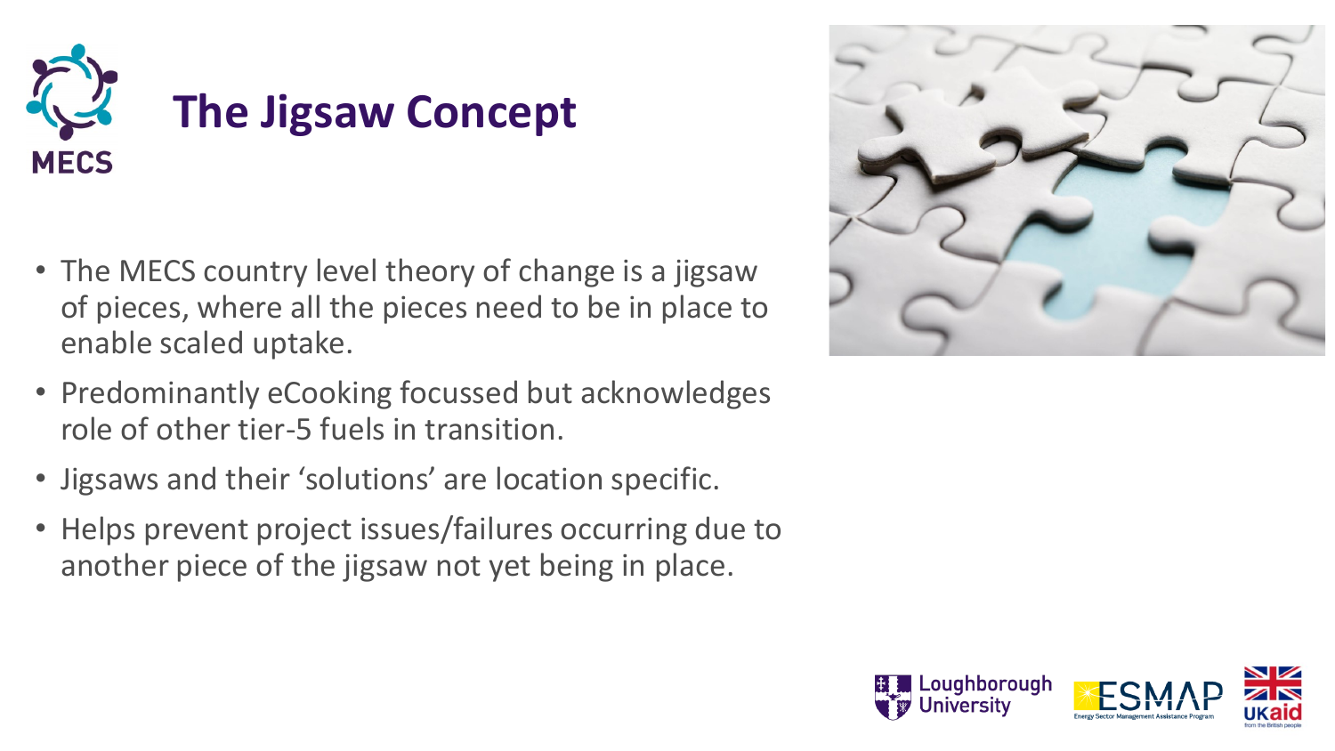# The Jigsaw Concept

- The MECS country level theory of change is a jigsaw of pieces, where all the pieces need to be in place to enable scaled uptake.
- Predominantly eCooking focussed but acknowledges role of other tier-5 fuels in transition.
- Jigsaws and their 'solutions' are location specific.
- Helps prevent project issues/failures occurring due to another piece of the jigsaw not yet being in place.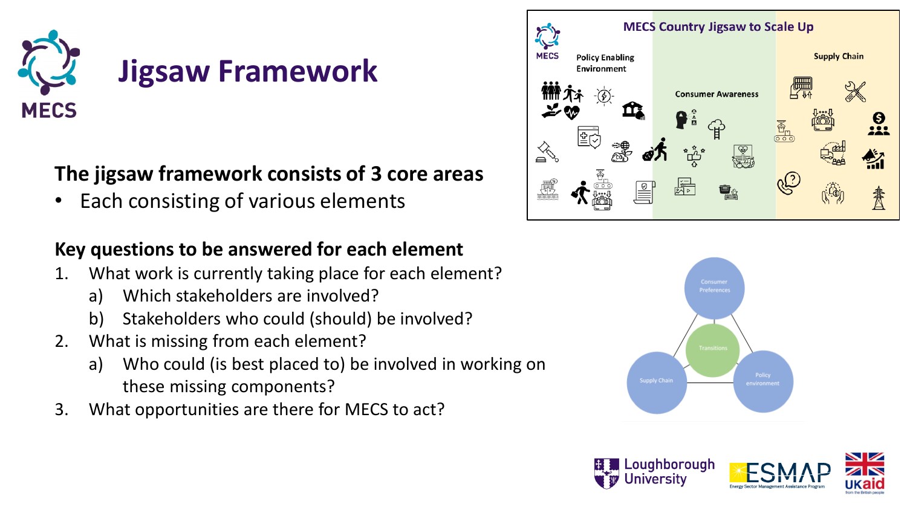# Jigsaw Framework

**The jigsaw framework consists of 3 core areas**

- Each consisting of various elements

**Key questions to be answered for each element**

1. What work is currently taking place for each element?
   a) Which stakeholders are involved?
   b) Stakeholders who could (should) be involved?
2. What is missing from each element?
   a) Who could (is best placed to) be involved in working on these missing components?
3. What opportunities are there for MECS to act?

MECS Country Jigsaw to Scale Up

Policy Enabling Environment

Consumer Awareness

Supply Chain

Consumer Preferences

Transitions

Supply Chain

Policy environment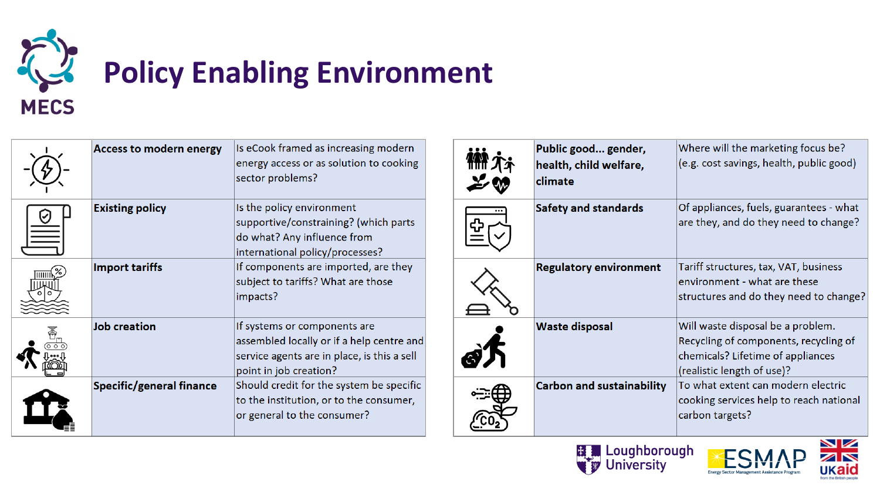# Policy Enabling Environment

| Topic | Questions |
|---|---|
| **Access to modern energy** | Is eCook framed as increasing modern energy access or as solution to cooking sector problems? |
| **Existing policy** | Is the policy environment supportive/constraining? (which parts do what? Any influence from international policy/processes? |
| **Import tariffs** | If components are imported, are they subject to tariffs? What are those impacts? |
| **Job creation** | If systems or components are assembled locally or if a help centre and service agents are in place, is this a sell point in job creation? |
| **Specific/general finance** | Should credit for the system be specific to the institution, or to the consumer, or general to the consumer? |
| **Public good... gender, health, child welfare, climate** | Where will the marketing focus be? (e.g. cost savings, health, public good) |
| **Safety and standards** | Of appliances, fuels, guarantees - what are they, and do they need to change? |
| **Regulatory environment** | Tariff structures, tax, VAT, business environment - what are these structures and do they need to change? |
| **Waste disposal** | Will waste disposal be a problem. Recycling of components, recycling of chemicals? Lifetime of appliances (realistic length of use)? |
| **Carbon and sustainability** | To what extent can modern electric cooking services help to reach national carbon targets? |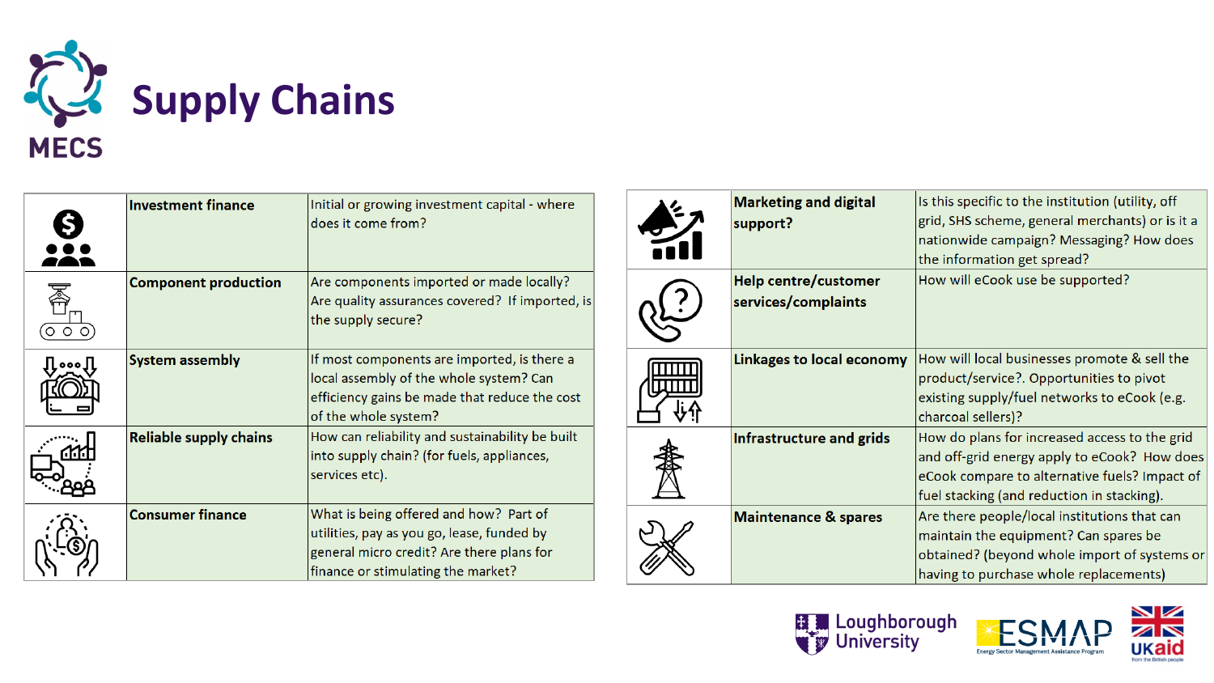# Supply Chains

| Topic | Questions |
| --- | --- |
| **Investment finance** | Initial or growing investment capital - where does it come from? |
| **Component production** | Are components imported or made locally? Are quality assurances covered? If imported, is the supply secure? |
| **System assembly** | If most components are imported, is there a local assembly of the whole system? Can efficiency gains be made that reduce the cost of the whole system? |
| **Reliable supply chains** | How can reliability and sustainability be built into supply chain? (for fuels, appliances, services etc). |
| **Consumer finance** | What is being offered and how? Part of utilities, pay as you go, lease, funded by general micro credit? Are there plans for finance or stimulating the market? |
| **Marketing and digital support?** | Is this specific to the institution (utility, off grid, SHS scheme, general merchants) or is it a nationwide campaign? Messaging? How does the information get spread? |
| **Help centre/customer services/complaints** | How will eCook use be supported? |
| **Linkages to local economy** | How will local businesses promote & sell the product/service?. Opportunities to pivot existing supply/fuel networks to eCook (e.g. charcoal sellers)? |
| **Infrastructure and grids** | How do plans for increased access to the grid and off-grid energy apply to eCook? How does eCook compare to alternative fuels? Impact of fuel stacking (and reduction in stacking). |
| **Maintenance & spares** | Are there people/local institutions that can maintain the equipment? Can spares be obtained? (beyond whole import of systems or having to purchase whole replacements) |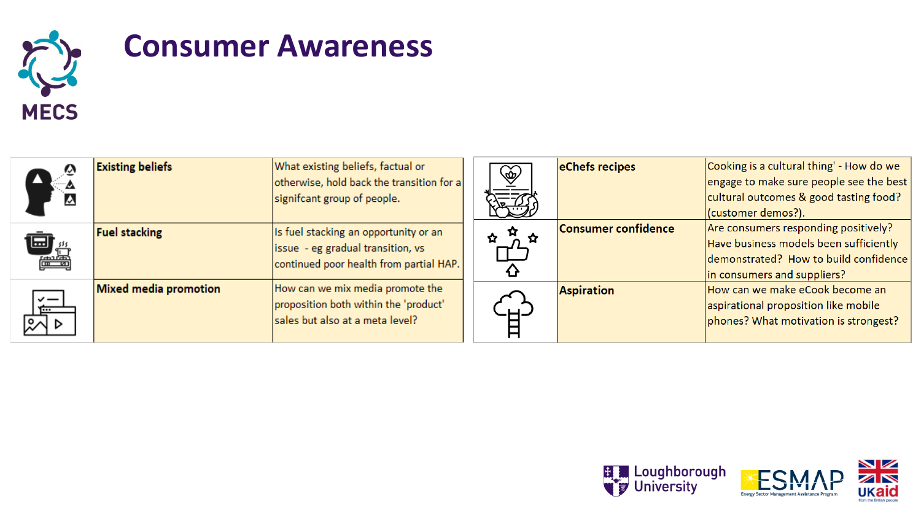# Consumer Awareness

| | Topic | Question |
|---|---|---|
| | **Existing beliefs** | What existing beliefs, factual or otherwise, hold back the transition for a signifcant group of people. |
| | **Fuel stacking** | Is fuel stacking an opportunity or an issue - eg gradual transition, vs continued poor health from partial HAP. |
| | **Mixed media promotion** | How can we mix media promote the proposition both within the 'product' sales but also at a meta level? |
| | **eChefs recipes** | Cooking is a cultural thing' - How do we engage to make sure people see the best cultural outcomes & good tasting food? (customer demos?). |
| | **Consumer confidence** | Are consumers responding positively? Have business models been sufficiently demonstrated? How to build confidence in consumers and suppliers? |
| | **Aspiration** | How can we make eCook become an aspirational proposition like mobile phones? What motivation is strongest? |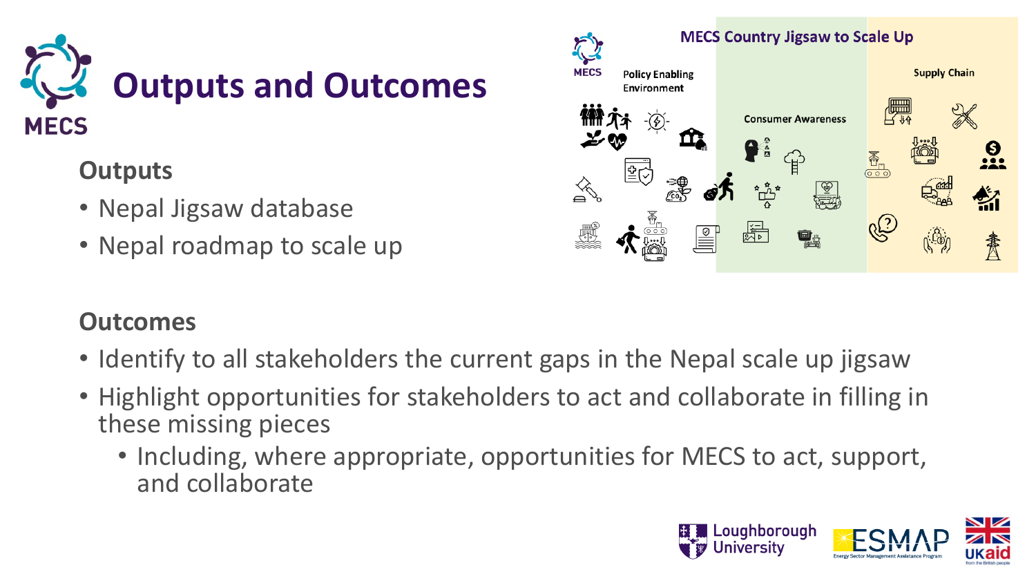# Outputs and Outcomes

MECS Country Jigsaw to Scale Up

Policy Enabling Environment

Consumer Awareness

Supply Chain

## Outputs

- Nepal Jigsaw database
- Nepal roadmap to scale up

## Outcomes

- Identify to all stakeholders the current gaps in the Nepal scale up jigsaw
- Highlight opportunities for stakeholders to act and collaborate in filling in these missing pieces
  - Including, where appropriate, opportunities for MECS to act, support, and collaborate